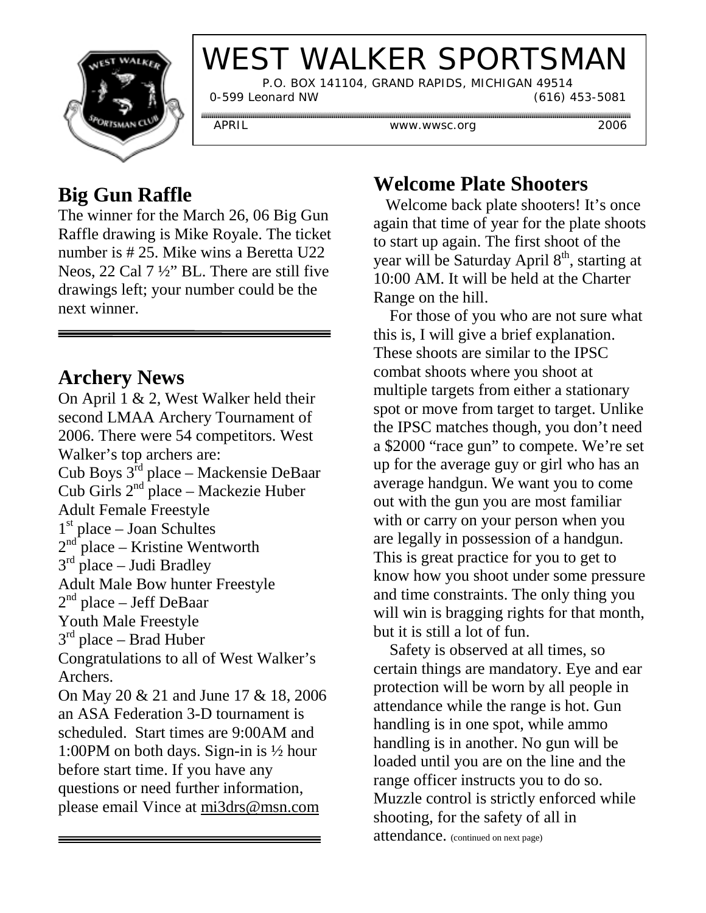# WEST WALKER SPORTSMAN

P.O. BOX 141104, GRAND RAPIDS, MICHIGAN 49514

0-599 Leonard NW (616) 453-5081

APRIL www.wwsc.org 2006

## Big Gun Raffle

The winner for the March 26, 06 Big Gun Raffle drawing is Mike Royale. The ticket number is # 25. Mike wins a Beretta U22 Neos, 22 Cal 7 ½" BL. There are still five drawings left; your number could be the next winner.

## Archery News

On April 1 & 2, West Walker held their second LMAA Archery Tournament of 2006. There were 54 competitors. West Walker's top archers are:

Cub Boys 3rd place – Mackensie DeBaar
Cub Girls 2nd place – Mackezie Huber
Adult Female Freestyle
1st place – Joan Schultes
2nd place – Kristine Wentworth
3rd place – Judi Bradley
Adult Male Bow hunter Freestyle
2nd place – Jeff DeBaar
Youth Male Freestyle
3rd place – Brad Huber

Congratulations to all of West Walker's Archers.

On May 20 & 21 and June 17 & 18, 2006 an ASA Federation 3-D tournament is scheduled. Start times are 9:00AM and 1:00PM on both days. Sign-in is ½ hour before start time. If you have any questions or need further information, please email Vince at mi3drs@msn.com

## Welcome Plate Shooters

Welcome back plate shooters! It's once again that time of year for the plate shoots to start up again. The first shoot of the year will be Saturday April 8th, starting at 10:00 AM. It will be held at the Charter Range on the hill.

For those of you who are not sure what this is, I will give a brief explanation. These shoots are similar to the IPSC combat shoots where you shoot at multiple targets from either a stationary spot or move from target to target. Unlike the IPSC matches though, you don't need a $2000 "race gun" to compete. We're set up for the average guy or girl who has an average handgun. We want you to come out with the gun you are most familiar with or carry on your person when you are legally in possession of a handgun. This is great practice for you to get to know how you shoot under some pressure and time constraints. The only thing you will win is bragging rights for that month, but it is still a lot of fun.

Safety is observed at all times, so certain things are mandatory. Eye and ear protection will be worn by all people in attendance while the range is hot. Gun handling is in one spot, while ammo handling is in another. No gun will be loaded until you are on the line and the range officer instructs you to do so. Muzzle control is strictly enforced while shooting, for the safety of all in attendance. (continued on next page)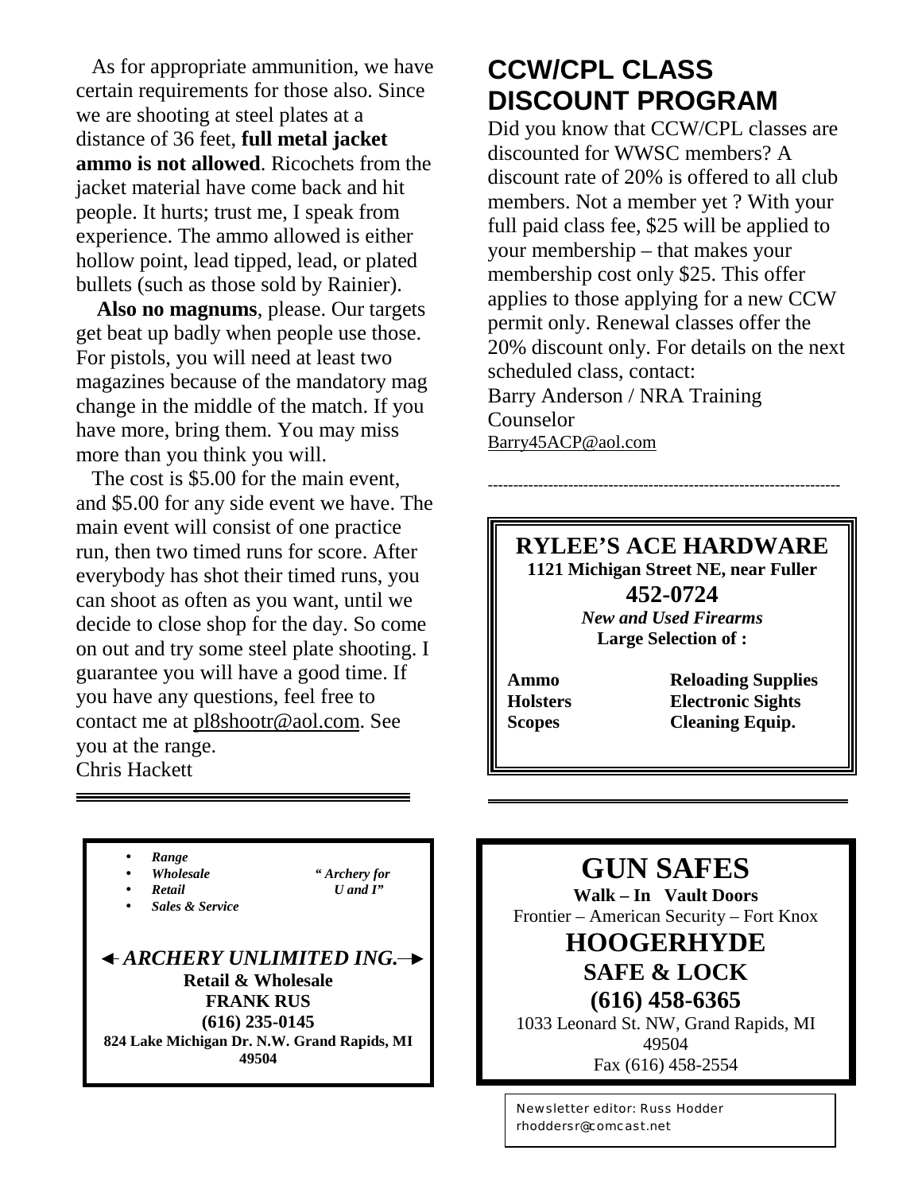As for appropriate ammunition, we have certain requirements for those also. Since we are shooting at steel plates at a distance of 36 feet, **full metal jacket ammo is not allowed**. Ricochets from the jacket material have come back and hit people. It hurts; trust me, I speak from experience. The ammo allowed is either hollow point, lead tipped, lead, or plated bullets (such as those sold by Rainier).

**Also no magnums**, please. Our targets get beat up badly when people use those. For pistols, you will need at least two magazines because of the mandatory mag change in the middle of the match. If you have more, bring them. You may miss more than you think you will.

The cost is $5.00 for the main event, and $5.00 for any side event we have. The main event will consist of one practice run, then two timed runs for score. After everybody has shot their timed runs, you can shoot as often as you want, until we decide to close shop for the day. So come on out and try some steel plate shooting. I guarantee you will have a good time. If you have any questions, feel free to contact me at pl8shootr@aol.com. See you at the range.

Chris Hackett

---

- *Range*
- *Wholesale*
- *Retail*
- *Sales & Service*

*" Archery for U and I"*

***ARCHERY UNLIMITED ING.***

**Retail & Wholesale**

**FRANK RUS**

**(616) 235-0145**

**824 Lake Michigan Dr. N.W. Grand Rapids, MI 49504**

## CCW/CPL CLASS DISCOUNT PROGRAM

Did you know that CCW/CPL classes are discounted for WWSC members? A discount rate of 20% is offered to all club members. Not a member yet ? With your full paid class fee, $25 will be applied to your membership – that makes your membership cost only $25. This offer applies to those applying for a new CCW permit only. Renewal classes offer the 20% discount only. For details on the next scheduled class, contact:

Barry Anderson / NRA Training Counselor

Barry45ACP@aol.com

---

**RYLEE'S ACE HARDWARE**

**1121 Michigan Street NE, near Fuller**

**452-0724**

***New and Used Firearms***

**Large Selection of :**

| | |
|---|---|
| **Ammo** | **Reloading Supplies** |
| **Holsters** | **Electronic Sights** |
| **Scopes** | **Cleaning Equip.** |

---

**GUN SAFES**

**Walk – In Vault Doors**

Frontier – American Security – Fort Knox

**HOOGERHYDE**

**SAFE & LOCK**

**(616) 458-6365**

1033 Leonard St. NW, Grand Rapids, MI 49504

Fax (616) 458-2554

Newsletter editor: Russ Hodder
rhoddersr@comcast.net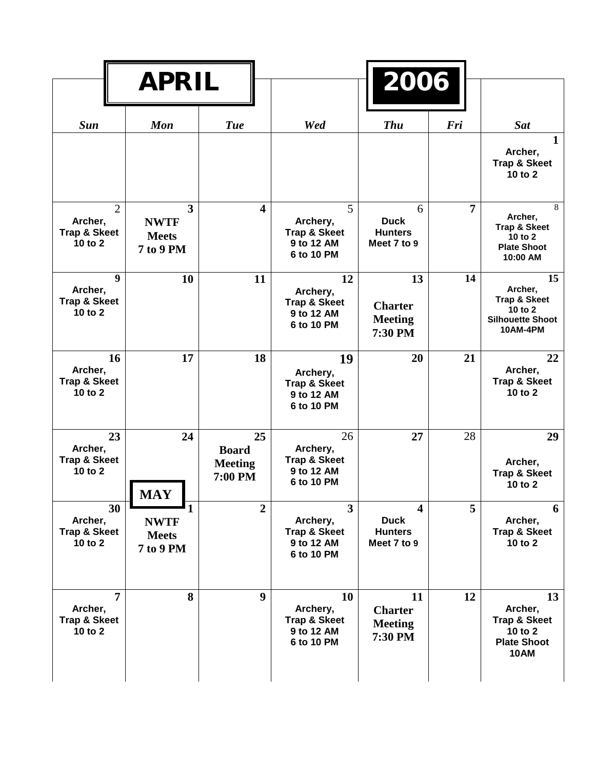# APRIL 2006

| Sun | Mon | Tue | Wed | Thu | Fri | Sat |
|---|---|---|---|---|---|---|
| | | | | | | **1** Archer, Trap & Skeet 10 to 2 |
| 2 Archer, Trap & Skeet 10 to 2 | **3** NWTF Meets 7 to 9 PM | **4** | 5 Archery, Trap & Skeet 9 to 12 AM 6 to 10 PM | 6 Duck Hunters Meet 7 to 9 | **7** | 8 Archer, Trap & Skeet 10 to 2 Plate Shoot 10:00 AM |
| **9** Archer, Trap & Skeet 10 to 2 | **10** | **11** | **12** Archery, Trap & Skeet 9 to 12 AM 6 to 10 PM | **13** Charter Meeting 7:30 PM | **14** | **15** Archer, Trap & Skeet 10 to 2 Silhouette Shoot 10AM-4PM |
| **16** Archer, Trap & Skeet 10 to 2 | **17** | **18** | **19** Archery, Trap & Skeet 9 to 12 AM 6 to 10 PM | **20** | **21** | **22** Archer, Trap & Skeet 10 to 2 |
| **23** Archer, Trap & Skeet 10 to 2 | **24** | **25** Board Meeting 7:00 PM | 26 Archery, Trap & Skeet 9 to 12 AM 6 to 10 PM | **27** | 28 | **29** Archer, Trap & Skeet 10 to 2 |
| **30** Archer, Trap & Skeet 10 to 2 | **MAY 1** NWTF Meets 7 to 9 PM | **2** | **3** Archery, Trap & Skeet 9 to 12 AM 6 to 10 PM | **4** Duck Hunters Meet 7 to 9 | **5** | **6** Archer, Trap & Skeet 10 to 2 |
| **7** Archer, Trap & Skeet 10 to 2 | **8** | **9** | **10** Archery, Trap & Skeet 9 to 12 AM 6 to 10 PM | **11** Charter Meeting 7:30 PM | **12** | **13** Archer, Trap & Skeet 10 to 2 Plate Shoot 10AM |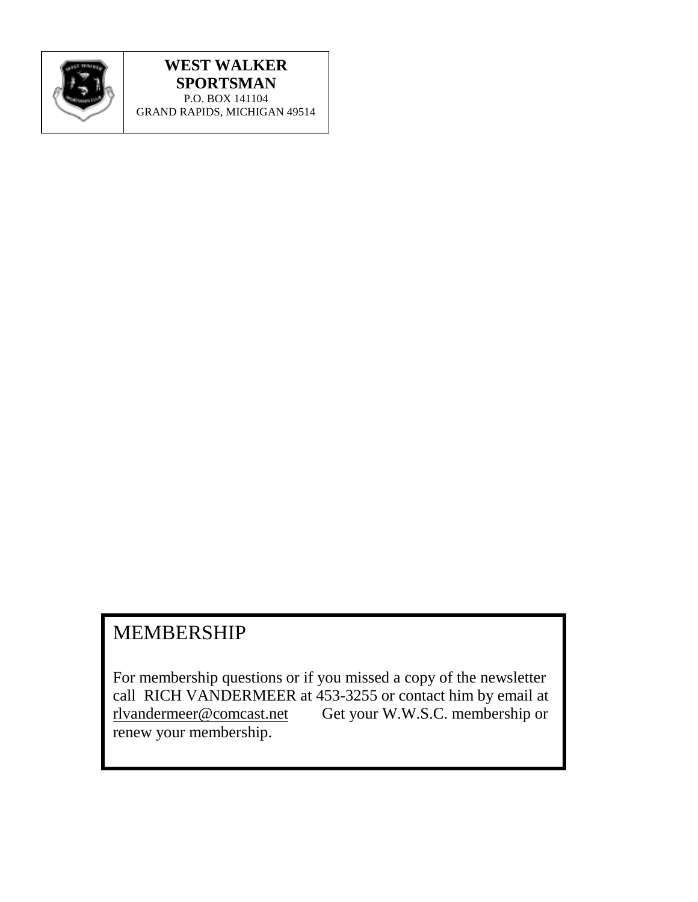**WEST WALKER SPORTSMAN**
P.O. BOX 141104
GRAND RAPIDS, MICHIGAN 49514

## MEMBERSHIP

For membership questions or if you missed a copy of the newsletter call RICH VANDERMEER at 453-3255 or contact him by email at rlvandermeer@comcast.net Get your W.W.S.C. membership or renew your membership.